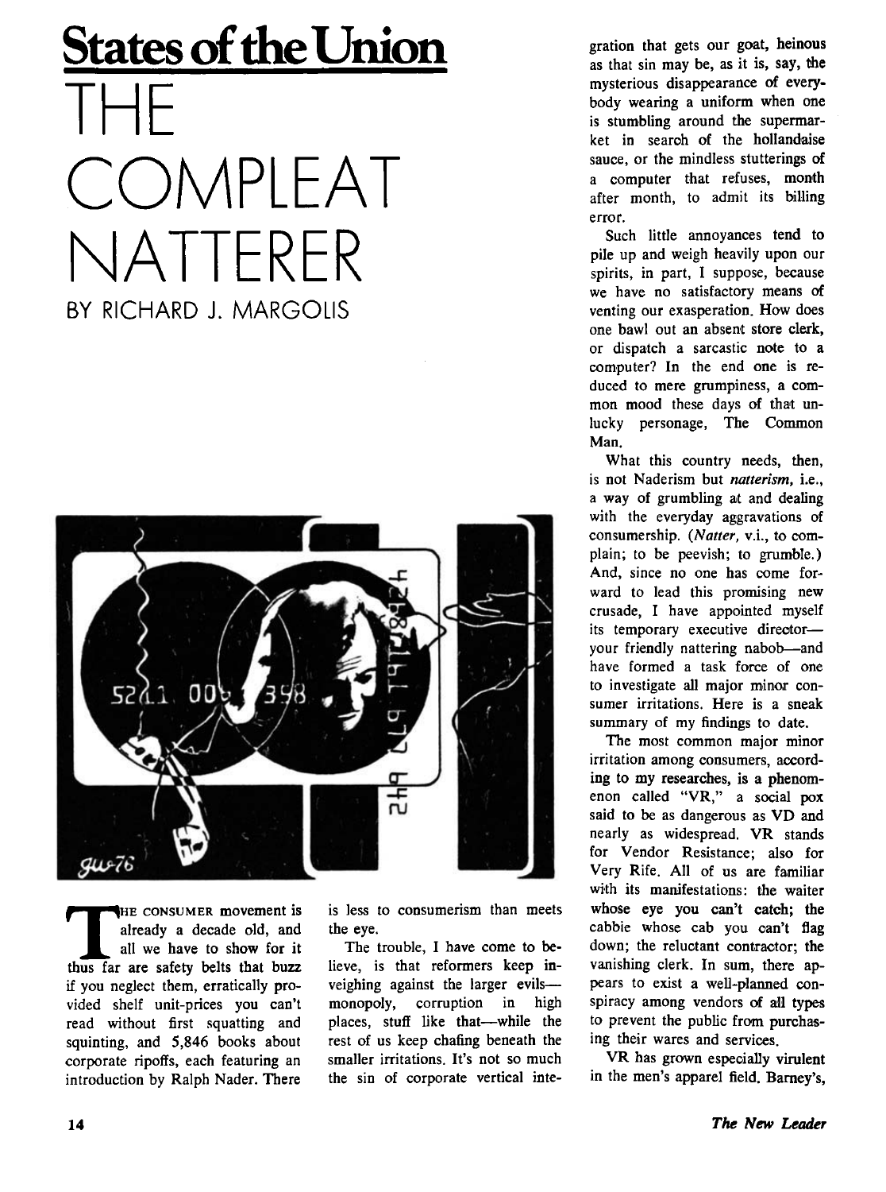# States of the Union

# THE COMPLEAT NATTERER

## BY RICHARD J. MARGOLIS

THE CONSUMER movement is already a decade old, and all we have to show for it thus far are safety belts that buzz if you neglect them, erratically provided shelf unit-prices you can't read without first squatting and squinting, and 5,846 books about corporate ripoffs, each featuring an introduction by Ralph Nader. There is less to consumerism than meets the eye.

The trouble, I have come to believe, is that reformers keep inveighing against the larger evils—monopoly, corruption in high places, stuff like that—while the rest of us keep chafing beneath the smaller irritations. It's not so much the sin of corporate vertical integration that gets our goat, heinous as that sin may be, as it is, say, the mysterious disappearance of everybody wearing a uniform when one is stumbling around the supermarket in search of the hollandaise sauce, or the mindless stutterings of a computer that refuses, month after month, to admit its billing error.

Such little annoyances tend to pile up and weigh heavily upon our spirits, in part, I suppose, because we have no satisfactory means of venting our exasperation. How does one bawl out an absent store clerk, or dispatch a sarcastic note to a computer? In the end one is reduced to mere grumpiness, a common mood these days of that unlucky personage, The Common Man.

What this country needs, then, is not Naderism but *natterism*, i.e., a way of grumbling at and dealing with the everyday aggravations of consumership. (*Natter*, v.i., to complain; to be peevish; to grumble.) And, since no one has come forward to lead this promising new crusade, I have appointed myself its temporary executive director—your friendly nattering nabob—and have formed a task force of one to investigate all major minor consumer irritations. Here is a sneak summary of my findings to date.

The most common major minor irritation among consumers, according to my researches, is a phenomenon called "VR," a social pox said to be as dangerous as VD and nearly as widespread. VR stands for Vendor Resistance; also for Very Rife. All of us are familiar with its manifestations: the waiter whose eye you can't catch; the cabbie whose cab you can't flag down; the reluctant contractor; the vanishing clerk. In sum, there appears to exist a well-planned conspiracy among vendors of all types to prevent the public from purchasing their wares and services.

VR has grown especially virulent in the men's apparel field. Barney's,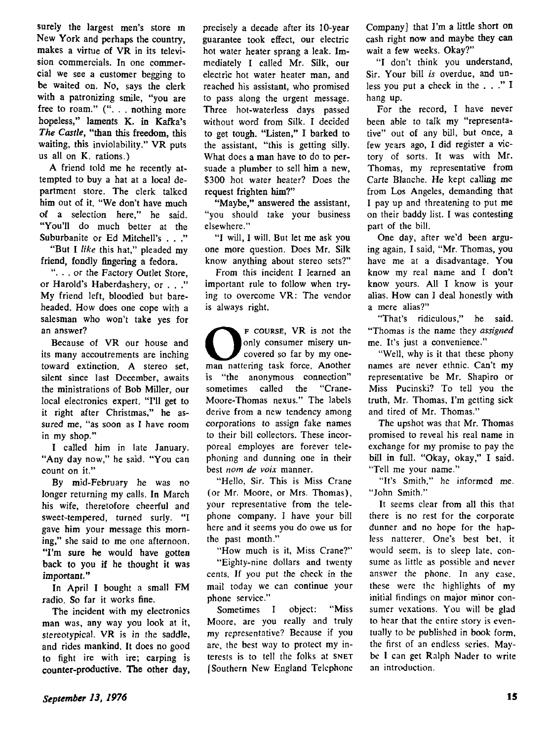surely the largest men's store in New York and perhaps the country, makes a virtue of VR in its television commercials. In one commercial we see a customer begging to be waited on. No, says the clerk with a patronizing smile, "you are free to roam." (". . . nothing more hopeless," laments K. in Kafka's *The Castle*, "than this freedom, this waiting, this inviolability." VR puts us all on K. rations.)

A friend told me he recently attempted to buy a hat at a local department store. The clerk talked him out of it. "We don't have much of a selection here," he said. "You'll do much better at the Suburbanite or Ed Mitchell's . . ."

"But I *like* this hat," pleaded my friend, fondly fingering a fedora.

". . . or the Factory Outlet Store, or Harold's Haberdashery, or . . ." My friend left, bloodied but bareheaded. How does one cope with a salesman who won't take yes for an answer?

Because of VR our house and its many accoutrements are inching toward extinction. A stereo set, silent since last December, awaits the ministrations of Bob Miller, our local electronics expert. "I'll get to it right after Christmas," he assured me, "as soon as I have room in my shop."

I called him in late January. "Any day now," he said. "You can count on it."

By mid-February he was no longer returning my calls. In March his wife, theretofore cheerful and sweet-tempered, turned surly. "I gave him your message this morning," she said to me one afternoon. "I'm sure he would have gotten back to you if he thought it was important."

In April I bought a small FM radio. So far it works fine.

The incident with my electronics man was, any way you look at it, stereotypical. VR is in the saddle, and rides mankind. It does no good to fight ire with ire; carping is counter-productive. The other day, precisely a decade after its 10-year guarantee took effect, our electric hot water heater sprang a leak. Immediately I called Mr. Silk, our electric hot water heater man, and reached his assistant, who promised to pass along the urgent message. Three hot-waterless days passed without word from Silk. I decided to get tough. "Listen," I barked to the assistant, "this is getting silly. What does a man have to do to persuade a plumber to sell him a new, $300 hot water heater? Does the request frighten him?"

"Maybe," answered the assistant, "you should take your business elsewhere."

"I will, I will. But let me ask you one more question. Does Mr. Silk know anything about stereo sets?"

From this incident I learned an important rule to follow when trying to overcome VR: The vendor is always right.

Of course, VR is not the only consumer misery uncovered so far by my one-man nattering task force. Another is "the anonymous connection" sometimes called the "Crane-Moore-Thomas nexus." The labels derive from a new tendency among corporations to assign fake names to their bill collectors. These incorporeal employes are forever telephoning and dunning one in their best *nom de voix* manner.

"Hello, Sir. This is Miss Crane (or Mr. Moore, or Mrs. Thomas), your representative from the telephone company. I have your bill here and it seems you do owe us for the past month."

"How much is it, Miss Crane?"

"Eighty-nine dollars and twenty cents. If you put the check in the mail today we can continue your phone service."

Sometimes I object: "Miss Moore, are you really and truly my representative? Because if you are, the best way to protect my interests is to tell the folks at SNET [Southern New England Telephone Company] that I'm a little short on cash right now and maybe they can wait a few weeks. Okay?"

"I don't think you understand, Sir. Your bill *is* overdue, and unless you put a check in the . . ." I hang up.

For the record, I have never been able to talk my "representative" out of any bill, but once, a few years ago, I did register a victory of sorts. It was with Mr. Thomas, my representative from Carte Blanche. He kept calling me from Los Angeles, demanding that I pay up and threatening to put me on their baddy list. I was contesting part of the bill.

One day, after we'd been arguing again, I said, "Mr. Thomas, you have me at a disadvantage. You know my real name and I don't know yours. All I know is your alias. How can I deal honestly with a mere alias?"

"That's ridiculous," he said. "Thomas is the name they *assigned* me. It's just a convenience."

"Well, why is it that these phony names are never ethnic. Can't my representative be Mr. Shapiro or Miss Pucinski? To tell you the truth, Mr. Thomas, I'm getting sick and tired of Mr. Thomas."

The upshot was that Mr. Thomas promised to reveal his real name in exchange for my promise to pay the bill in full. "Okay, okay," I said. "Tell me your name."

"It's Smith," he informed me. "John Smith."

It seems clear from all this that there is no rest for the corporate dunner and no hope for the hapless natterer. One's best bet, it would seem, is to sleep late, consume as little as possible and never answer the phone. In any case, these were the highlights of my initial findings on major minor consumer vexations. You will be glad to hear that the entire story is eventually to be published in book form, the first of an endless series. Maybe I can get Ralph Nader to write an introduction.